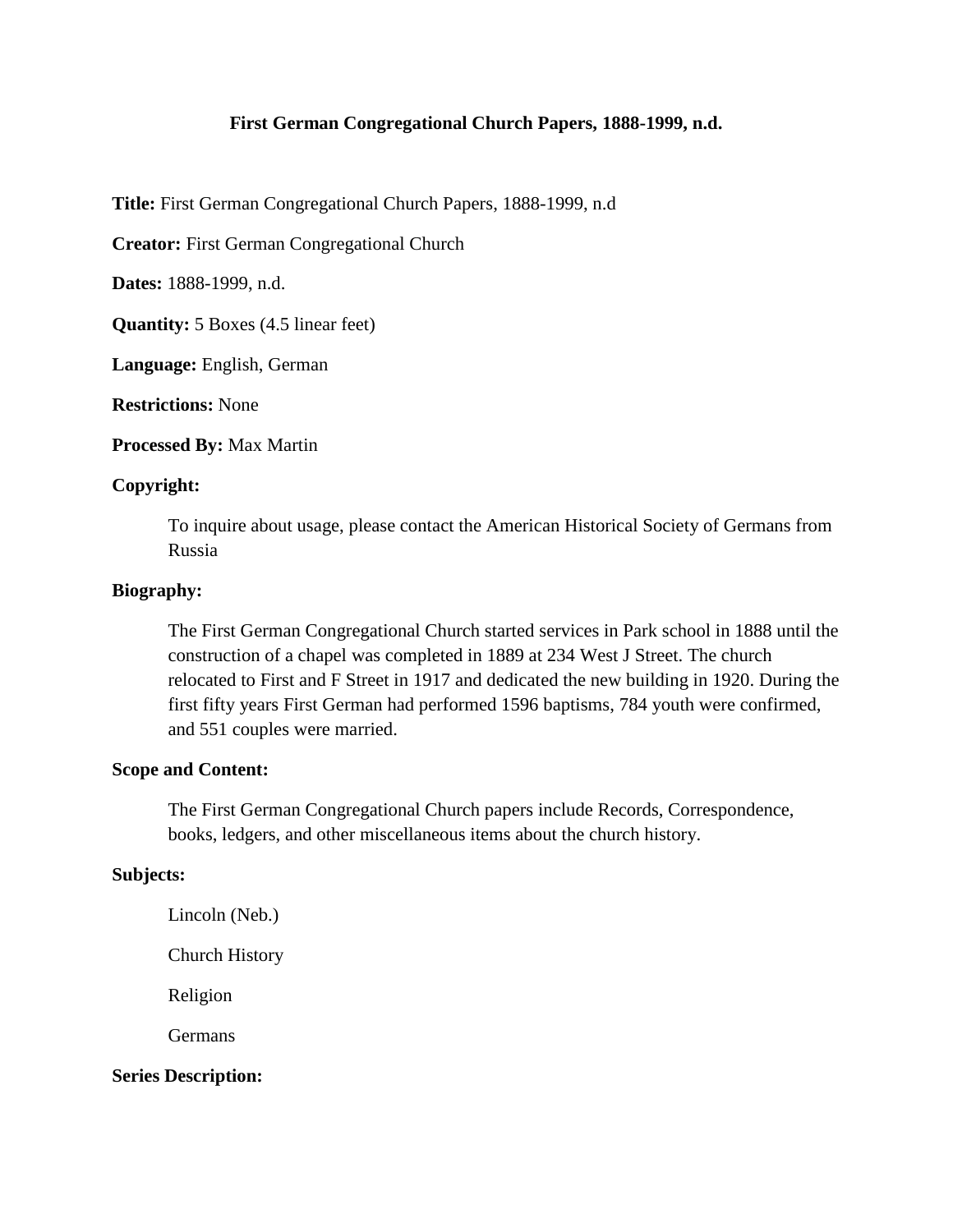# First German Congregational Church Papers, 1888-1999, n.d.

**Title:** First German Congregational Church Papers, 1888-1999, n.d

**Creator:** First German Congregational Church

**Dates:** 1888-1999, n.d.

**Quantity:** 5 Boxes (4.5 linear feet)

**Language:** English, German

**Restrictions:** None

**Processed By:** Max Martin

**Copyright:**

To inquire about usage, please contact the American Historical Society of Germans from Russia

**Biography:**

The First German Congregational Church started services in Park school in 1888 until the construction of a chapel was completed in 1889 at 234 West J Street. The church relocated to First and F Street in 1917 and dedicated the new building in 1920. During the first fifty years First German had performed 1596 baptisms, 784 youth were confirmed, and 551 couples were married.

**Scope and Content:**

The First German Congregational Church papers include Records, Correspondence, books, ledgers, and other miscellaneous items about the church history.

**Subjects:**

Lincoln (Neb.)

Church History

Religion

Germans

**Series Description:**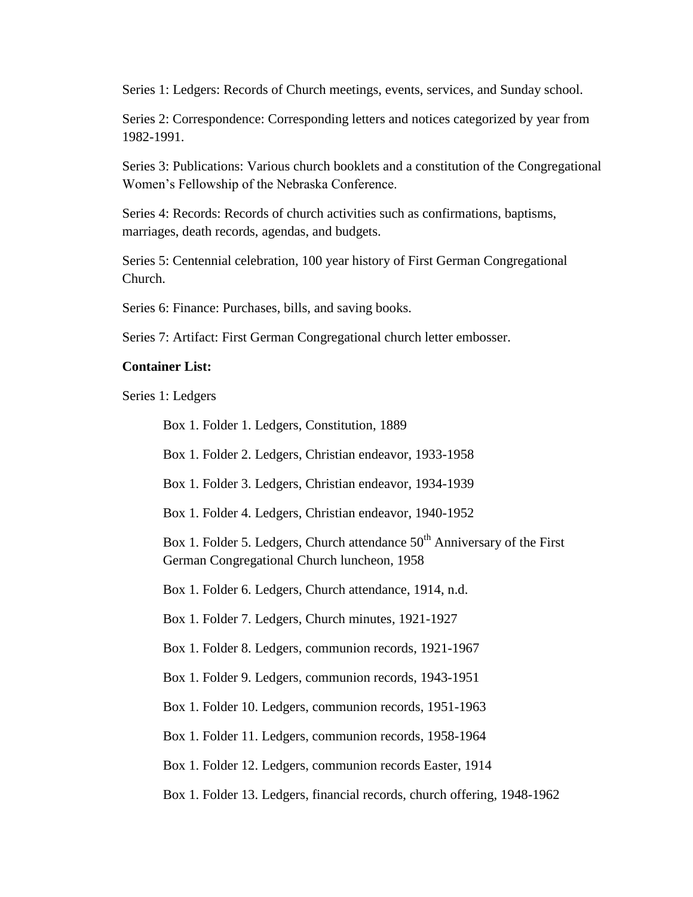Series 1: Ledgers: Records of Church meetings, events, services, and Sunday school.

Series 2: Correspondence: Corresponding letters and notices categorized by year from 1982-1991.

Series 3: Publications: Various church booklets and a constitution of the Congregational Women's Fellowship of the Nebraska Conference.

Series 4: Records: Records of church activities such as confirmations, baptisms, marriages, death records, agendas, and budgets.

Series 5: Centennial celebration, 100 year history of First German Congregational Church.

Series 6: Finance: Purchases, bills, and saving books.

Series 7: Artifact: First German Congregational church letter embosser.

**Container List:**

Series 1: Ledgers

Box 1. Folder 1. Ledgers, Constitution, 1889

Box 1. Folder 2. Ledgers, Christian endeavor, 1933-1958

Box 1. Folder 3. Ledgers, Christian endeavor, 1934-1939

Box 1. Folder 4. Ledgers, Christian endeavor, 1940-1952

Box 1. Folder 5. Ledgers, Church attendance 50th Anniversary of the First German Congregational Church luncheon, 1958

Box 1. Folder 6. Ledgers, Church attendance, 1914, n.d.

Box 1. Folder 7. Ledgers, Church minutes, 1921-1927

Box 1. Folder 8. Ledgers, communion records, 1921-1967

Box 1. Folder 9. Ledgers, communion records, 1943-1951

Box 1. Folder 10. Ledgers, communion records, 1951-1963

Box 1. Folder 11. Ledgers, communion records, 1958-1964

Box 1. Folder 12. Ledgers, communion records Easter, 1914

Box 1. Folder 13. Ledgers, financial records, church offering, 1948-1962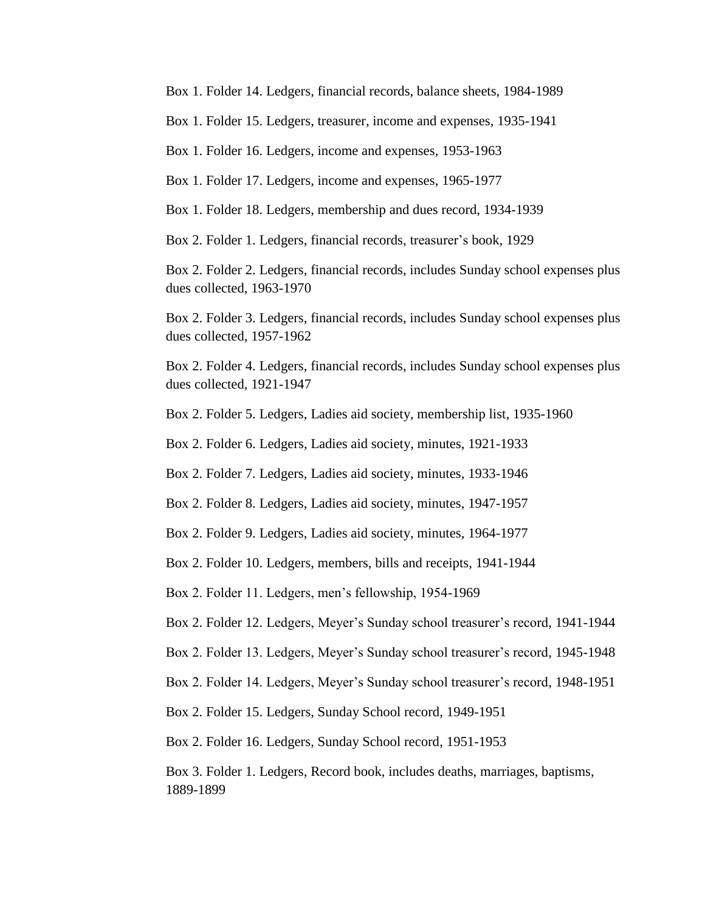Box 1. Folder 14. Ledgers, financial records, balance sheets, 1984-1989

Box 1. Folder 15. Ledgers, treasurer, income and expenses, 1935-1941

Box 1. Folder 16. Ledgers, income and expenses, 1953-1963

Box 1. Folder 17. Ledgers, income and expenses, 1965-1977

Box 1. Folder 18. Ledgers, membership and dues record, 1934-1939

Box 2. Folder 1. Ledgers, financial records, treasurer's book, 1929

Box 2. Folder 2. Ledgers, financial records, includes Sunday school expenses plus dues collected, 1963-1970

Box 2. Folder 3. Ledgers, financial records, includes Sunday school expenses plus dues collected, 1957-1962

Box 2. Folder 4. Ledgers, financial records, includes Sunday school expenses plus dues collected, 1921-1947

Box 2. Folder 5. Ledgers, Ladies aid society, membership list, 1935-1960

Box 2. Folder 6. Ledgers, Ladies aid society, minutes, 1921-1933

Box 2. Folder 7. Ledgers, Ladies aid society, minutes, 1933-1946

Box 2. Folder 8. Ledgers, Ladies aid society, minutes, 1947-1957

Box 2. Folder 9. Ledgers, Ladies aid society, minutes, 1964-1977

Box 2. Folder 10. Ledgers, members, bills and receipts, 1941-1944

Box 2. Folder 11. Ledgers, men's fellowship, 1954-1969

Box 2. Folder 12. Ledgers, Meyer's Sunday school treasurer's record, 1941-1944

Box 2. Folder 13. Ledgers, Meyer's Sunday school treasurer's record, 1945-1948

Box 2. Folder 14. Ledgers, Meyer's Sunday school treasurer's record, 1948-1951

Box 2. Folder 15. Ledgers, Sunday School record, 1949-1951

Box 2. Folder 16. Ledgers, Sunday School record, 1951-1953

Box 3. Folder 1. Ledgers, Record book, includes deaths, marriages, baptisms, 1889-1899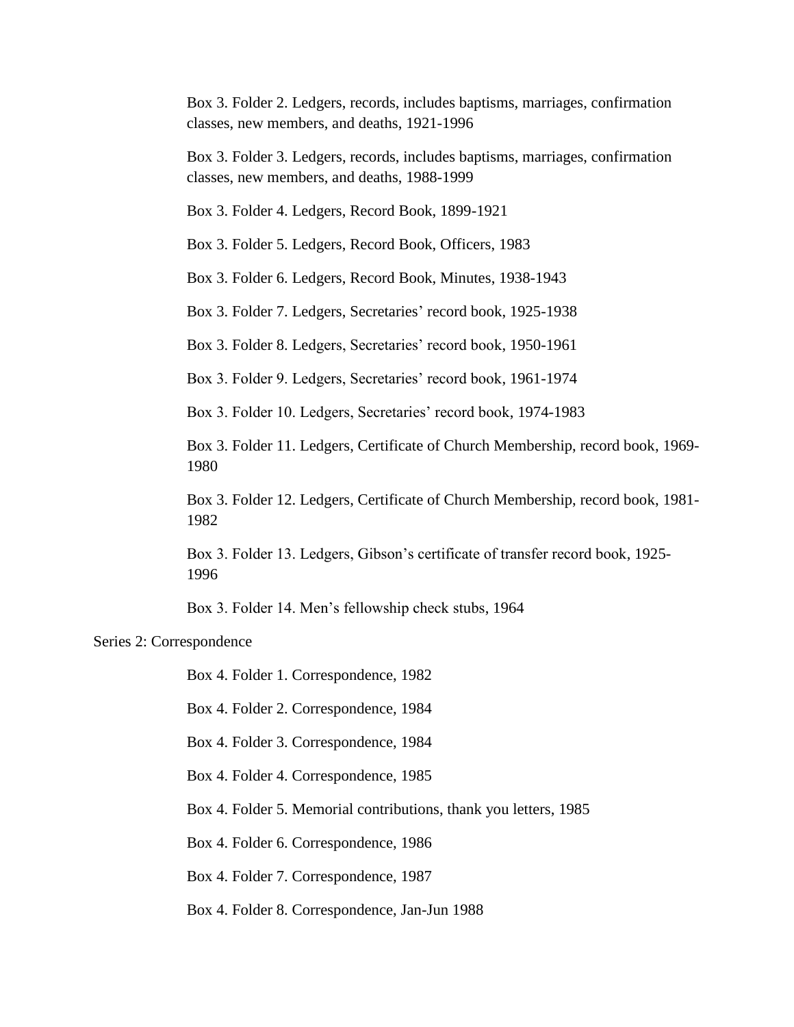Box 3. Folder 2. Ledgers, records, includes baptisms, marriages, confirmation classes, new members, and deaths, 1921-1996

Box 3. Folder 3. Ledgers, records, includes baptisms, marriages, confirmation classes, new members, and deaths, 1988-1999

Box 3. Folder 4. Ledgers, Record Book, 1899-1921

Box 3. Folder 5. Ledgers, Record Book, Officers, 1983

Box 3. Folder 6. Ledgers, Record Book, Minutes, 1938-1943

Box 3. Folder 7. Ledgers, Secretaries' record book, 1925-1938

Box 3. Folder 8. Ledgers, Secretaries' record book, 1950-1961

Box 3. Folder 9. Ledgers, Secretaries' record book, 1961-1974

Box 3. Folder 10. Ledgers, Secretaries' record book, 1974-1983

Box 3. Folder 11. Ledgers, Certificate of Church Membership, record book, 1969-1980

Box 3. Folder 12. Ledgers, Certificate of Church Membership, record book, 1981-1982

Box 3. Folder 13. Ledgers, Gibson's certificate of transfer record book, 1925-1996

Box 3. Folder 14. Men's fellowship check stubs, 1964

Series 2: Correspondence

Box 4. Folder 1. Correspondence, 1982

Box 4. Folder 2. Correspondence, 1984

Box 4. Folder 3. Correspondence, 1984

Box 4. Folder 4. Correspondence, 1985

Box 4. Folder 5. Memorial contributions, thank you letters, 1985

Box 4. Folder 6. Correspondence, 1986

Box 4. Folder 7. Correspondence, 1987

Box 4. Folder 8. Correspondence, Jan-Jun 1988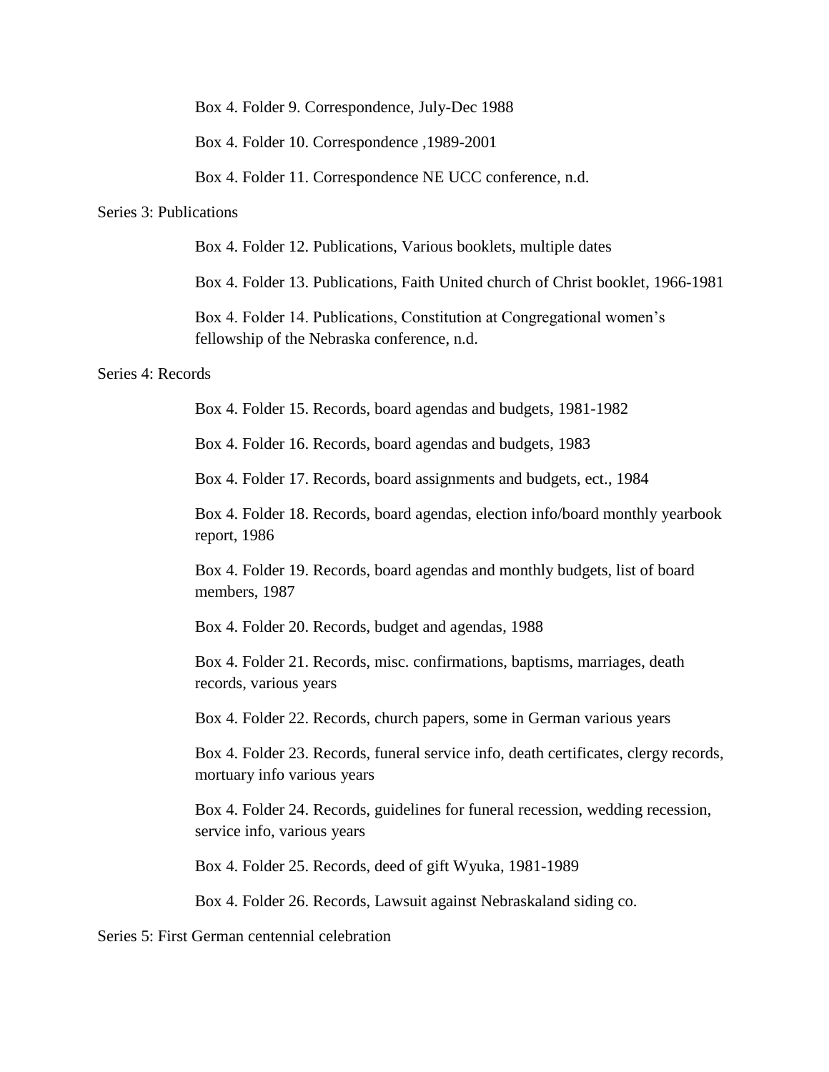Box 4. Folder 9. Correspondence, July-Dec 1988

Box 4. Folder 10. Correspondence ,1989-2001

Box 4. Folder 11. Correspondence NE UCC conference, n.d.

Series 3: Publications

Box 4. Folder 12. Publications, Various booklets, multiple dates

Box 4. Folder 13. Publications, Faith United church of Christ booklet, 1966-1981

Box 4. Folder 14. Publications, Constitution at Congregational women's fellowship of the Nebraska conference, n.d.

Series 4: Records

Box 4. Folder 15. Records, board agendas and budgets, 1981-1982

Box 4. Folder 16. Records, board agendas and budgets, 1983

Box 4. Folder 17. Records, board assignments and budgets, ect., 1984

Box 4. Folder 18. Records, board agendas, election info/board monthly yearbook report, 1986

Box 4. Folder 19. Records, board agendas and monthly budgets, list of board members, 1987

Box 4. Folder 20. Records, budget and agendas, 1988

Box 4. Folder 21. Records, misc. confirmations, baptisms, marriages, death records, various years

Box 4. Folder 22. Records, church papers, some in German various years

Box 4. Folder 23. Records, funeral service info, death certificates, clergy records, mortuary info various years

Box 4. Folder 24. Records, guidelines for funeral recession, wedding recession, service info, various years

Box 4. Folder 25. Records, deed of gift Wyuka, 1981-1989

Box 4. Folder 26. Records, Lawsuit against Nebraskaland siding co.

Series 5: First German centennial celebration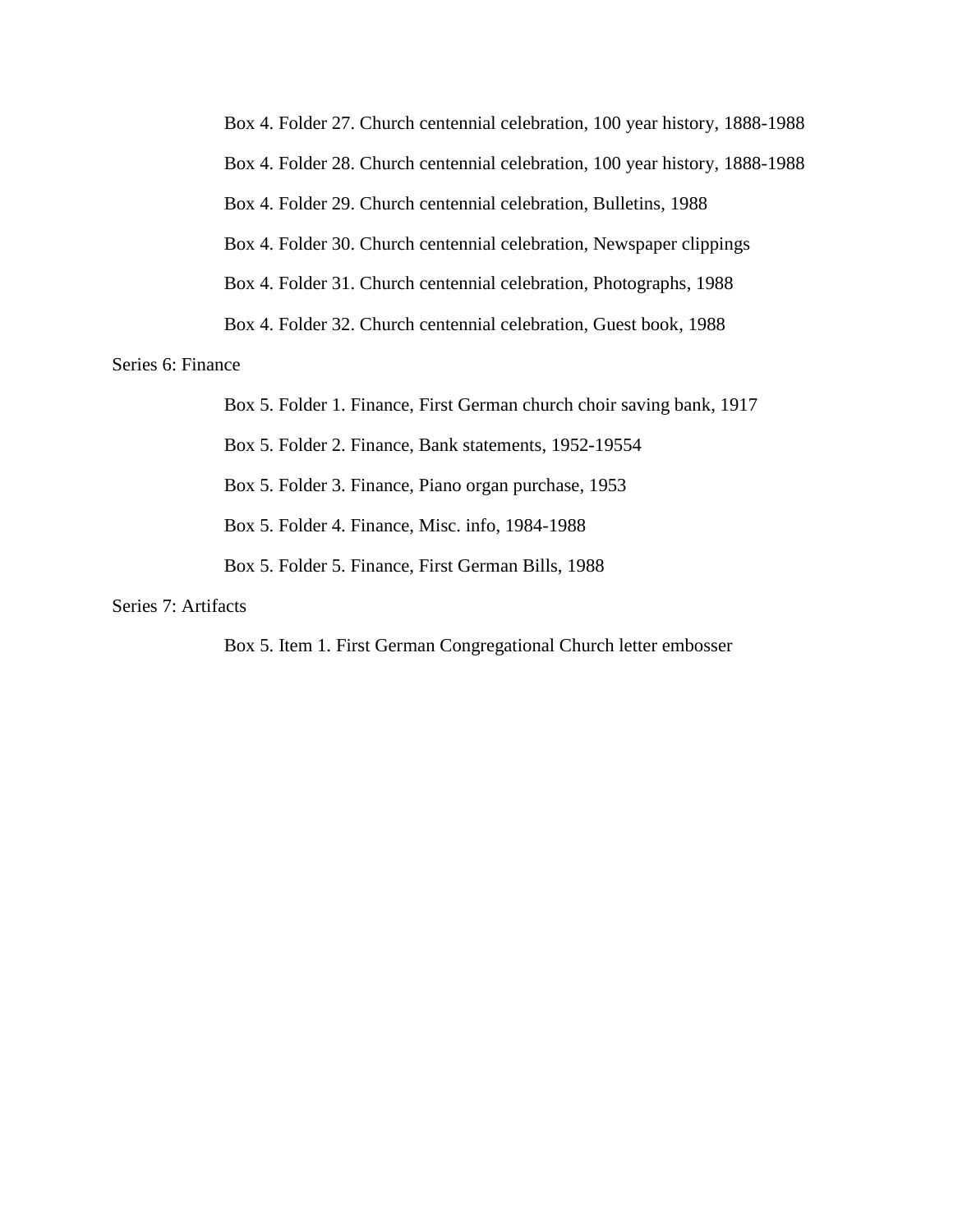Box 4. Folder 27. Church centennial celebration, 100 year history, 1888-1988

Box 4. Folder 28. Church centennial celebration, 100 year history, 1888-1988

Box 4. Folder 29. Church centennial celebration, Bulletins, 1988

Box 4. Folder 30. Church centennial celebration, Newspaper clippings

Box 4. Folder 31. Church centennial celebration, Photographs, 1988

Box 4. Folder 32. Church centennial celebration, Guest book, 1988

Series 6: Finance

Box 5. Folder 1. Finance, First German church choir saving bank, 1917

Box 5. Folder 2. Finance, Bank statements, 1952-19554

Box 5. Folder 3. Finance, Piano organ purchase, 1953

Box 5. Folder 4. Finance, Misc. info, 1984-1988

Box 5. Folder 5. Finance, First German Bills, 1988

Series 7: Artifacts

Box 5. Item 1. First German Congregational Church letter embosser